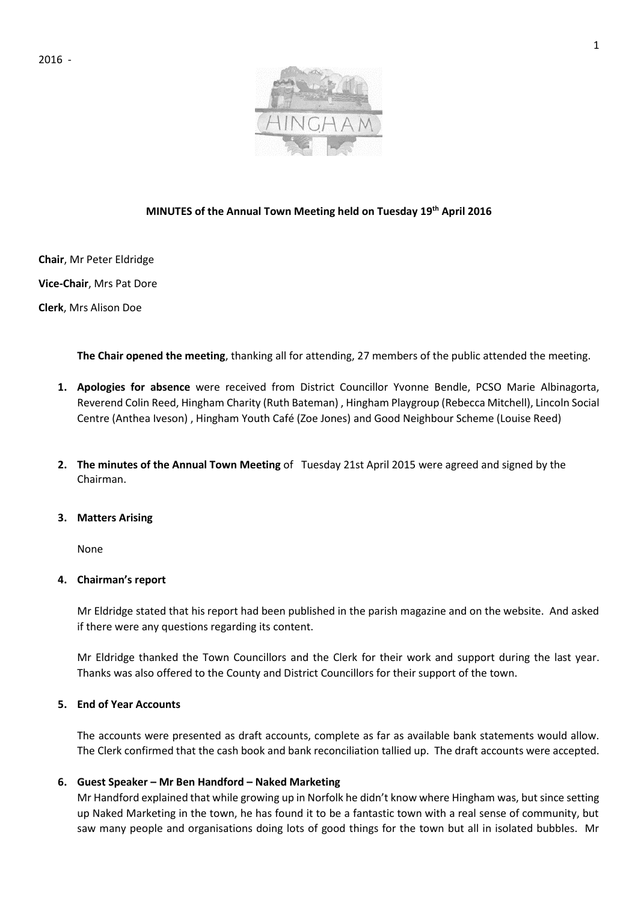2016 -

**MINUTES of the Annual Town Meeting held on Tuesday 19th April 2016**

**Chair**, Mr Peter Eldridge

**Vice-Chair**, Mrs Pat Dore

**Clerk**, Mrs Alison Doe

**The Chair opened the meeting**, thanking all for attending, 27 members of the public attended the meeting.

1. **Apologies for absence** were received from District Councillor Yvonne Bendle, PCSO Marie Albinagorta, Reverend Colin Reed, Hingham Charity (Ruth Bateman) , Hingham Playgroup (Rebecca Mitchell), Lincoln Social Centre (Anthea Iveson) , Hingham Youth Café (Zoe Jones) and Good Neighbour Scheme (Louise Reed)

2. **The minutes of the Annual Town Meeting** of Tuesday 21st April 2015 were agreed and signed by the Chairman.

3. **Matters Arising**

   None

4. **Chairman's report**

   Mr Eldridge stated that his report had been published in the parish magazine and on the website. And asked if there were any questions regarding its content.

   Mr Eldridge thanked the Town Councillors and the Clerk for their work and support during the last year. Thanks was also offered to the County and District Councillors for their support of the town.

5. **End of Year Accounts**

   The accounts were presented as draft accounts, complete as far as available bank statements would allow. The Clerk confirmed that the cash book and bank reconciliation tallied up. The draft accounts were accepted.

6. **Guest Speaker – Mr Ben Handford – Naked Marketing**
   Mr Handford explained that while growing up in Norfolk he didn't know where Hingham was, but since setting up Naked Marketing in the town, he has found it to be a fantastic town with a real sense of community, but saw many people and organisations doing lots of good things for the town but all in isolated bubbles. Mr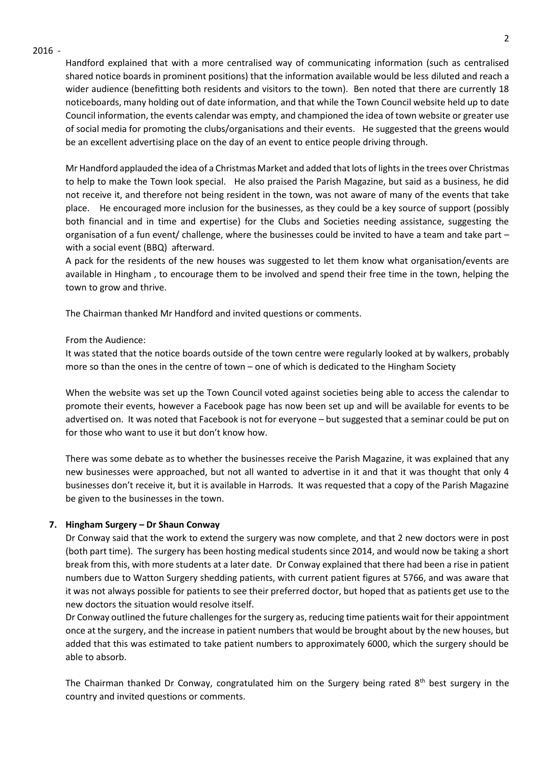2016 -

Handford explained that with a more centralised way of communicating information (such as centralised shared notice boards in prominent positions) that the information available would be less diluted and reach a wider audience (benefitting both residents and visitors to the town). Ben noted that there are currently 18 noticeboards, many holding out of date information, and that while the Town Council website held up to date Council information, the events calendar was empty, and championed the idea of town website or greater use of social media for promoting the clubs/organisations and their events. He suggested that the greens would be an excellent advertising place on the day of an event to entice people driving through.

Mr Handford applauded the idea of a Christmas Market and added that lots of lights in the trees over Christmas to help to make the Town look special. He also praised the Parish Magazine, but said as a business, he did not receive it, and therefore not being resident in the town, was not aware of many of the events that take place. He encouraged more inclusion for the businesses, as they could be a key source of support (possibly both financial and in time and expertise) for the Clubs and Societies needing assistance, suggesting the organisation of a fun event/ challenge, where the businesses could be invited to have a team and take part – with a social event (BBQ) afterward.

A pack for the residents of the new houses was suggested to let them know what organisation/events are available in Hingham , to encourage them to be involved and spend their free time in the town, helping the town to grow and thrive.

The Chairman thanked Mr Handford and invited questions or comments.

From the Audience:

It was stated that the notice boards outside of the town centre were regularly looked at by walkers, probably more so than the ones in the centre of town – one of which is dedicated to the Hingham Society

When the website was set up the Town Council voted against societies being able to access the calendar to promote their events, however a Facebook page has now been set up and will be available for events to be advertised on. It was noted that Facebook is not for everyone – but suggested that a seminar could be put on for those who want to use it but don't know how.

There was some debate as to whether the businesses receive the Parish Magazine, it was explained that any new businesses were approached, but not all wanted to advertise in it and that it was thought that only 4 businesses don't receive it, but it is available in Harrods. It was requested that a copy of the Parish Magazine be given to the businesses in the town.

**7. Hingham Surgery – Dr Shaun Conway**

Dr Conway said that the work to extend the surgery was now complete, and that 2 new doctors were in post (both part time). The surgery has been hosting medical students since 2014, and would now be taking a short break from this, with more students at a later date. Dr Conway explained that there had been a rise in patient numbers due to Watton Surgery shedding patients, with current patient figures at 5766, and was aware that it was not always possible for patients to see their preferred doctor, but hoped that as patients get use to the new doctors the situation would resolve itself.

Dr Conway outlined the future challenges for the surgery as, reducing time patients wait for their appointment once at the surgery, and the increase in patient numbers that would be brought about by the new houses, but added that this was estimated to take patient numbers to approximately 6000, which the surgery should be able to absorb.

The Chairman thanked Dr Conway, congratulated him on the Surgery being rated 8th best surgery in the country and invited questions or comments.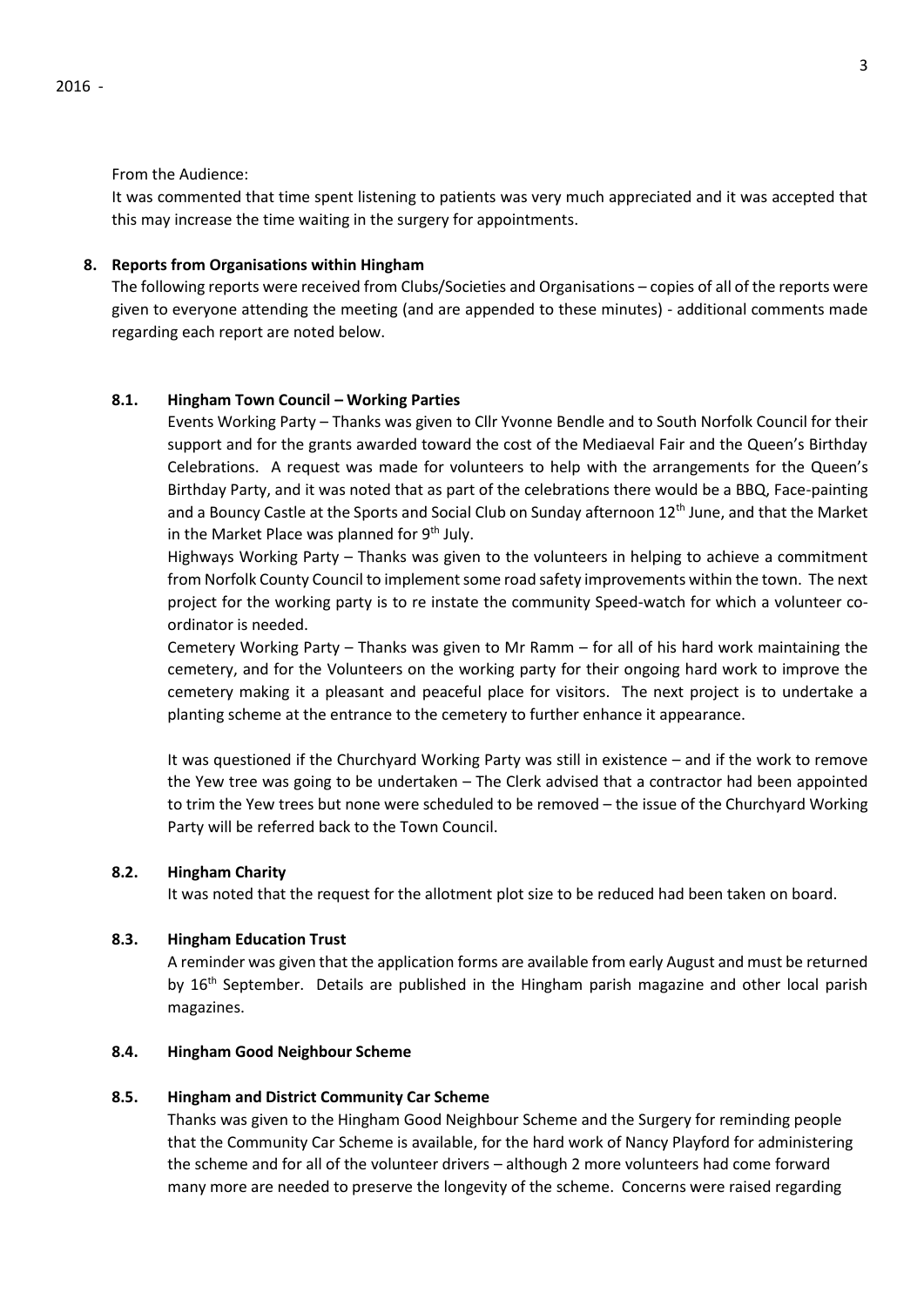From the Audience:

It was commented that time spent listening to patients was very much appreciated and it was accepted that this may increase the time waiting in the surgery for appointments.

**8. Reports from Organisations within Hingham**

The following reports were received from Clubs/Societies and Organisations – copies of all of the reports were given to everyone attending the meeting (and are appended to these minutes) - additional comments made regarding each report are noted below.

**8.1. Hingham Town Council – Working Parties**

Events Working Party – Thanks was given to Cllr Yvonne Bendle and to South Norfolk Council for their support and for the grants awarded toward the cost of the Mediaeval Fair and the Queen's Birthday Celebrations. A request was made for volunteers to help with the arrangements for the Queen's Birthday Party, and it was noted that as part of the celebrations there would be a BBQ, Face-painting and a Bouncy Castle at the Sports and Social Club on Sunday afternoon 12th June, and that the Market in the Market Place was planned for 9th July.

Highways Working Party – Thanks was given to the volunteers in helping to achieve a commitment from Norfolk County Council to implement some road safety improvements within the town. The next project for the working party is to re instate the community Speed-watch for which a volunteer co-ordinator is needed.

Cemetery Working Party – Thanks was given to Mr Ramm – for all of his hard work maintaining the cemetery, and for the Volunteers on the working party for their ongoing hard work to improve the cemetery making it a pleasant and peaceful place for visitors. The next project is to undertake a planting scheme at the entrance to the cemetery to further enhance it appearance.

It was questioned if the Churchyard Working Party was still in existence – and if the work to remove the Yew tree was going to be undertaken – The Clerk advised that a contractor had been appointed to trim the Yew trees but none were scheduled to be removed – the issue of the Churchyard Working Party will be referred back to the Town Council.

**8.2. Hingham Charity**

It was noted that the request for the allotment plot size to be reduced had been taken on board.

**8.3. Hingham Education Trust**

A reminder was given that the application forms are available from early August and must be returned by 16th September. Details are published in the Hingham parish magazine and other local parish magazines.

**8.4. Hingham Good Neighbour Scheme**

**8.5. Hingham and District Community Car Scheme**

Thanks was given to the Hingham Good Neighbour Scheme and the Surgery for reminding people that the Community Car Scheme is available, for the hard work of Nancy Playford for administering the scheme and for all of the volunteer drivers – although 2 more volunteers had come forward many more are needed to preserve the longevity of the scheme. Concerns were raised regarding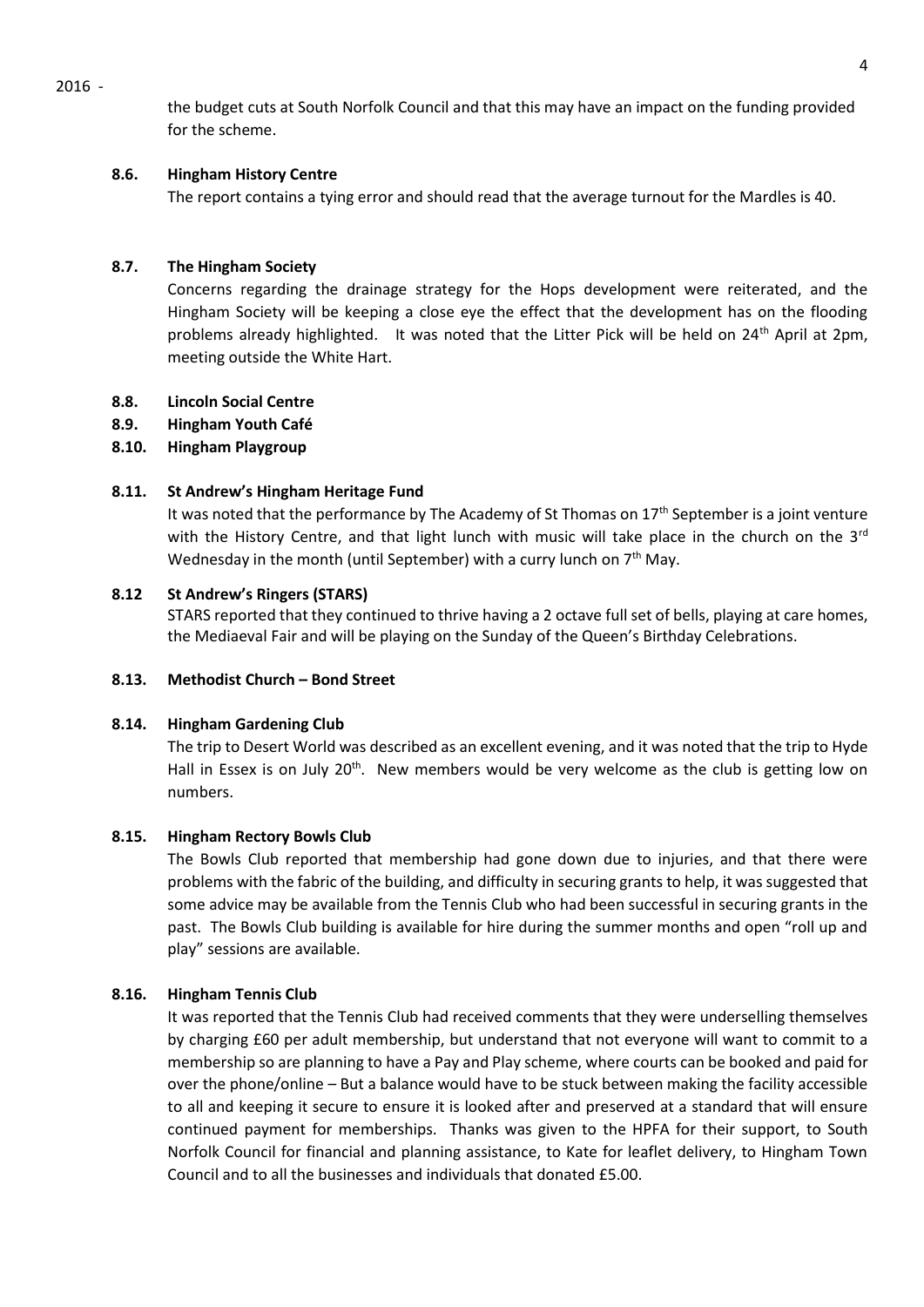the budget cuts at South Norfolk Council and that this may have an impact on the funding provided for the scheme.

### 8.6. Hingham History Centre

The report contains a tying error and should read that the average turnout for the Mardles is 40.

### 8.7. The Hingham Society

Concerns regarding the drainage strategy for the Hops development were reiterated, and the Hingham Society will be keeping a close eye the effect that the development has on the flooding problems already highlighted. It was noted that the Litter Pick will be held on 24th April at 2pm, meeting outside the White Hart.

### 8.8. Lincoln Social Centre

### 8.9. Hingham Youth Café

### 8.10. Hingham Playgroup

### 8.11. St Andrew's Hingham Heritage Fund

It was noted that the performance by The Academy of St Thomas on 17th September is a joint venture with the History Centre, and that light lunch with music will take place in the church on the 3rd Wednesday in the month (until September) with a curry lunch on 7th May.

### 8.12 St Andrew's Ringers (STARS)

STARS reported that they continued to thrive having a 2 octave full set of bells, playing at care homes, the Mediaeval Fair and will be playing on the Sunday of the Queen's Birthday Celebrations.

### 8.13. Methodist Church – Bond Street

### 8.14. Hingham Gardening Club

The trip to Desert World was described as an excellent evening, and it was noted that the trip to Hyde Hall in Essex is on July 20th. New members would be very welcome as the club is getting low on numbers.

### 8.15. Hingham Rectory Bowls Club

The Bowls Club reported that membership had gone down due to injuries, and that there were problems with the fabric of the building, and difficulty in securing grants to help, it was suggested that some advice may be available from the Tennis Club who had been successful in securing grants in the past. The Bowls Club building is available for hire during the summer months and open "roll up and play" sessions are available.

### 8.16. Hingham Tennis Club

It was reported that the Tennis Club had received comments that they were underselling themselves by charging £60 per adult membership, but understand that not everyone will want to commit to a membership so are planning to have a Pay and Play scheme, where courts can be booked and paid for over the phone/online – But a balance would have to be stuck between making the facility accessible to all and keeping it secure to ensure it is looked after and preserved at a standard that will ensure continued payment for memberships. Thanks was given to the HPFA for their support, to South Norfolk Council for financial and planning assistance, to Kate for leaflet delivery, to Hingham Town Council and to all the businesses and individuals that donated £5.00.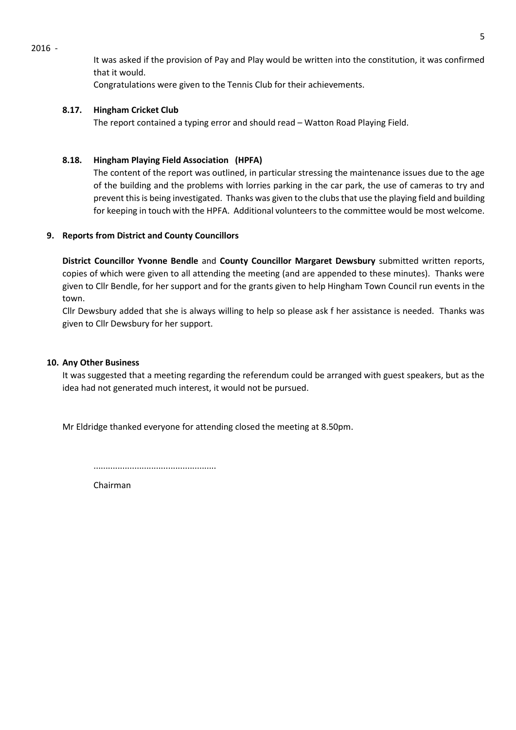2016 -

It was asked if the provision of Pay and Play would be written into the constitution, it was confirmed that it would.

Congratulations were given to the Tennis Club for their achievements.

**8.17. Hingham Cricket Club**

The report contained a typing error and should read – Watton Road Playing Field.

**8.18. Hingham Playing Field Association (HPFA)**

The content of the report was outlined, in particular stressing the maintenance issues due to the age of the building and the problems with lorries parking in the car park, the use of cameras to try and prevent this is being investigated. Thanks was given to the clubs that use the playing field and building for keeping in touch with the HPFA. Additional volunteers to the committee would be most welcome.

## 9. Reports from District and County Councillors

**District Councillor Yvonne Bendle** and **County Councillor Margaret Dewsbury** submitted written reports, copies of which were given to all attending the meeting (and are appended to these minutes). Thanks were given to Cllr Bendle, for her support and for the grants given to help Hingham Town Council run events in the town.

Cllr Dewsbury added that she is always willing to help so please ask f her assistance is needed. Thanks was given to Cllr Dewsbury for her support.

## 10. Any Other Business

It was suggested that a meeting regarding the referendum could be arranged with guest speakers, but as the idea had not generated much interest, it would not be pursued.

Mr Eldridge thanked everyone for attending closed the meeting at 8.50pm.

..................................................

Chairman